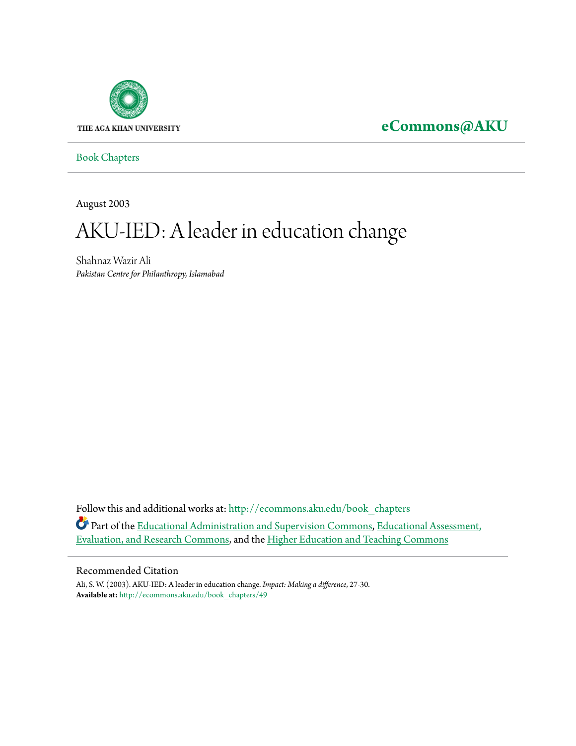THE AGA KHAN UNIVERSITY

**eCommons@AKU**

Book Chapters

August 2003

# AKU-IED: A leader in education change

Shahnaz Wazir Ali

*Pakistan Centre for Philanthropy, Islamabad*

Follow this and additional works at: http://ecommons.aku.edu/book_chapters

Part of the Educational Administration and Supervision Commons, Educational Assessment, Evaluation, and Research Commons, and the Higher Education and Teaching Commons

## Recommended Citation

Ali, S. W. (2003). AKU-IED: A leader in education change. *Impact: Making a difference*, 27-30.

**Available at:** http://ecommons.aku.edu/book_chapters/49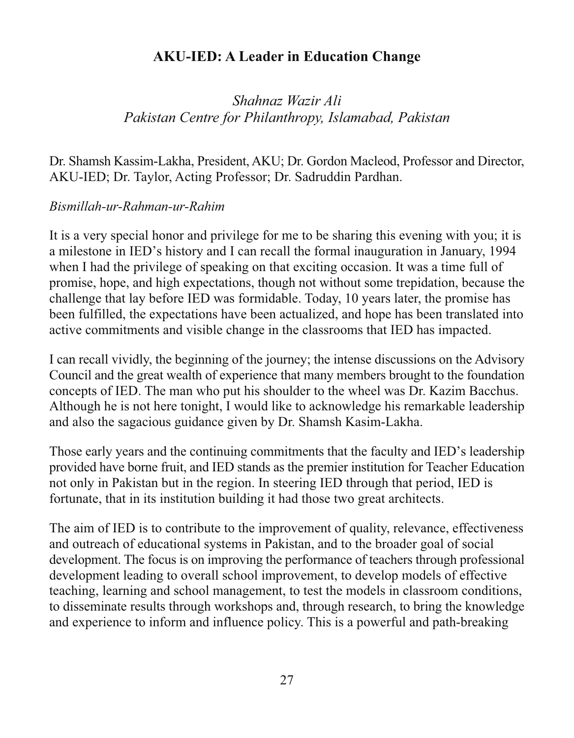## AKU-IED: A Leader in Education Change

*Shahnaz Wazir Ali*
*Pakistan Centre for Philanthropy, Islamabad, Pakistan*

Dr. Shamsh Kassim-Lakha, President, AKU; Dr. Gordon Macleod, Professor and Director, AKU-IED; Dr. Taylor, Acting Professor; Dr. Sadruddin Pardhan.

*Bismillah-ur-Rahman-ur-Rahim*

It is a very special honor and privilege for me to be sharing this evening with you; it is a milestone in IED's history and I can recall the formal inauguration in January, 1994 when I had the privilege of speaking on that exciting occasion. It was a time full of promise, hope, and high expectations, though not without some trepidation, because the challenge that lay before IED was formidable. Today, 10 years later, the promise has been fulfilled, the expectations have been actualized, and hope has been translated into active commitments and visible change in the classrooms that IED has impacted.

I can recall vividly, the beginning of the journey; the intense discussions on the Advisory Council and the great wealth of experience that many members brought to the foundation concepts of IED. The man who put his shoulder to the wheel was Dr. Kazim Bacchus. Although he is not here tonight, I would like to acknowledge his remarkable leadership and also the sagacious guidance given by Dr. Shamsh Kasim-Lakha.

Those early years and the continuing commitments that the faculty and IED's leadership provided have borne fruit, and IED stands as the premier institution for Teacher Education not only in Pakistan but in the region. In steering IED through that period, IED is fortunate, that in its institution building it had those two great architects.

The aim of IED is to contribute to the improvement of quality, relevance, effectiveness and outreach of educational systems in Pakistan, and to the broader goal of social development. The focus is on improving the performance of teachers through professional development leading to overall school improvement, to develop models of effective teaching, learning and school management, to test the models in classroom conditions, to disseminate results through workshops and, through research, to bring the knowledge and experience to inform and influence policy. This is a powerful and path-breaking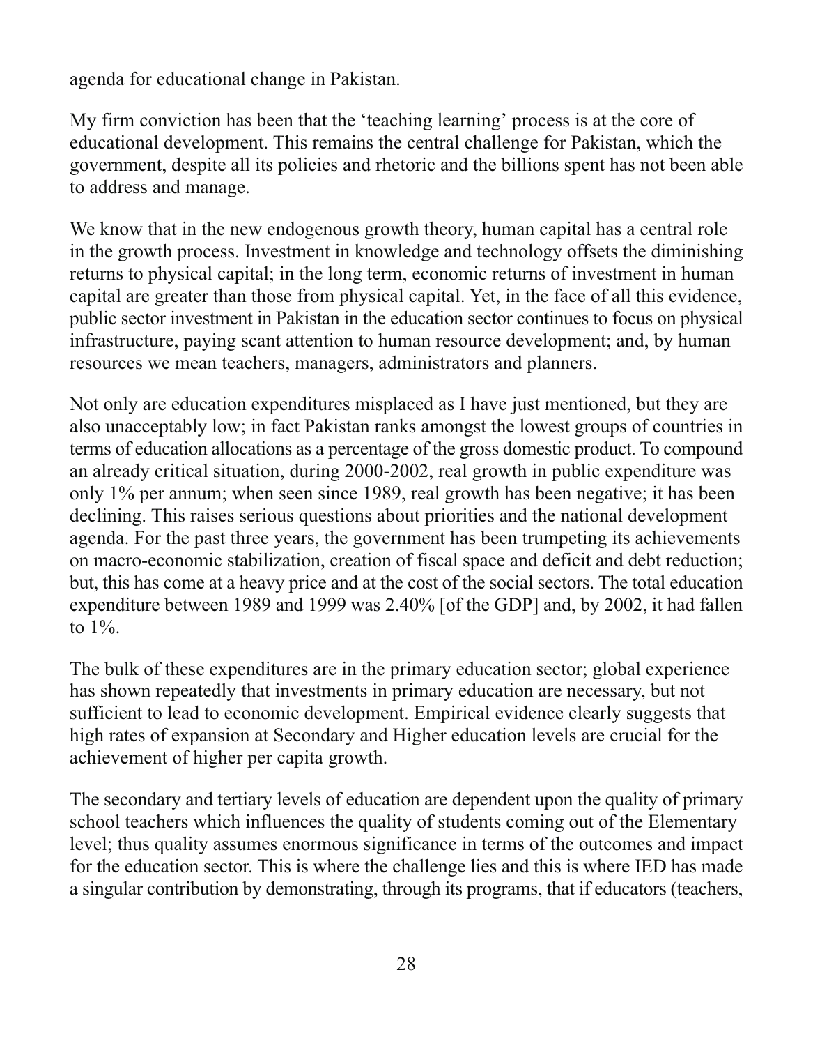agenda for educational change in Pakistan.

My firm conviction has been that the 'teaching learning' process is at the core of educational development. This remains the central challenge for Pakistan, which the government, despite all its policies and rhetoric and the billions spent has not been able to address and manage.

We know that in the new endogenous growth theory, human capital has a central role in the growth process. Investment in knowledge and technology offsets the diminishing returns to physical capital; in the long term, economic returns of investment in human capital are greater than those from physical capital. Yet, in the face of all this evidence, public sector investment in Pakistan in the education sector continues to focus on physical infrastructure, paying scant attention to human resource development; and, by human resources we mean teachers, managers, administrators and planners.

Not only are education expenditures misplaced as I have just mentioned, but they are also unacceptably low; in fact Pakistan ranks amongst the lowest groups of countries in terms of education allocations as a percentage of the gross domestic product. To compound an already critical situation, during 2000-2002, real growth in public expenditure was only 1% per annum; when seen since 1989, real growth has been negative; it has been declining. This raises serious questions about priorities and the national development agenda. For the past three years, the government has been trumpeting its achievements on macro-economic stabilization, creation of fiscal space and deficit and debt reduction; but, this has come at a heavy price and at the cost of the social sectors. The total education expenditure between 1989 and 1999 was 2.40% [of the GDP] and, by 2002, it had fallen to 1%.

The bulk of these expenditures are in the primary education sector; global experience has shown repeatedly that investments in primary education are necessary, but not sufficient to lead to economic development. Empirical evidence clearly suggests that high rates of expansion at Secondary and Higher education levels are crucial for the achievement of higher per capita growth.

The secondary and tertiary levels of education are dependent upon the quality of primary school teachers which influences the quality of students coming out of the Elementary level; thus quality assumes enormous significance in terms of the outcomes and impact for the education sector. This is where the challenge lies and this is where IED has made a singular contribution by demonstrating, through its programs, that if educators (teachers,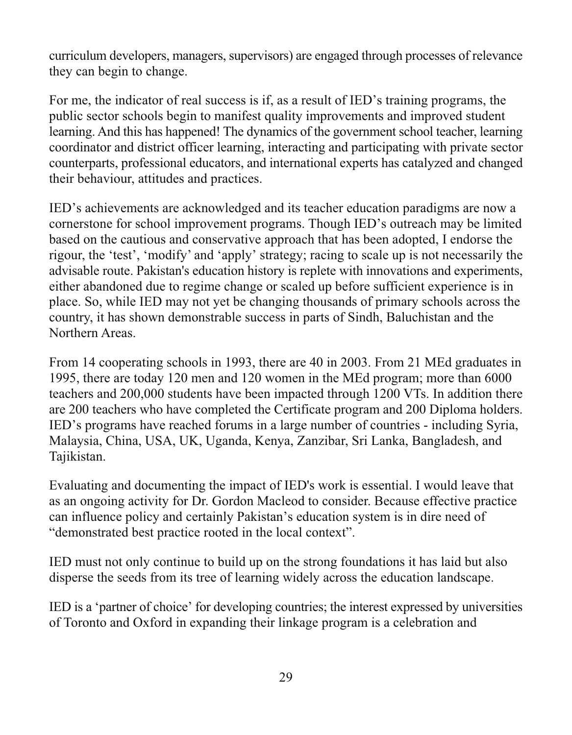curriculum developers, managers, supervisors) are engaged through processes of relevance they can begin to change.

For me, the indicator of real success is if, as a result of IED's training programs, the public sector schools begin to manifest quality improvements and improved student learning. And this has happened! The dynamics of the government school teacher, learning coordinator and district officer learning, interacting and participating with private sector counterparts, professional educators, and international experts has catalyzed and changed their behaviour, attitudes and practices.

IED's achievements are acknowledged and its teacher education paradigms are now a cornerstone for school improvement programs. Though IED's outreach may be limited based on the cautious and conservative approach that has been adopted, I endorse the rigour, the 'test', 'modify' and 'apply' strategy; racing to scale up is not necessarily the advisable route. Pakistan's education history is replete with innovations and experiments, either abandoned due to regime change or scaled up before sufficient experience is in place. So, while IED may not yet be changing thousands of primary schools across the country, it has shown demonstrable success in parts of Sindh, Baluchistan and the Northern Areas.

From 14 cooperating schools in 1993, there are 40 in 2003. From 21 MEd graduates in 1995, there are today 120 men and 120 women in the MEd program; more than 6000 teachers and 200,000 students have been impacted through 1200 VTs. In addition there are 200 teachers who have completed the Certificate program and 200 Diploma holders. IED's programs have reached forums in a large number of countries - including Syria, Malaysia, China, USA, UK, Uganda, Kenya, Zanzibar, Sri Lanka, Bangladesh, and Tajikistan.

Evaluating and documenting the impact of IED's work is essential. I would leave that as an ongoing activity for Dr. Gordon Macleod to consider. Because effective practice can influence policy and certainly Pakistan's education system is in dire need of "demonstrated best practice rooted in the local context".

IED must not only continue to build up on the strong foundations it has laid but also disperse the seeds from its tree of learning widely across the education landscape.

IED is a 'partner of choice' for developing countries; the interest expressed by universities of Toronto and Oxford in expanding their linkage program is a celebration and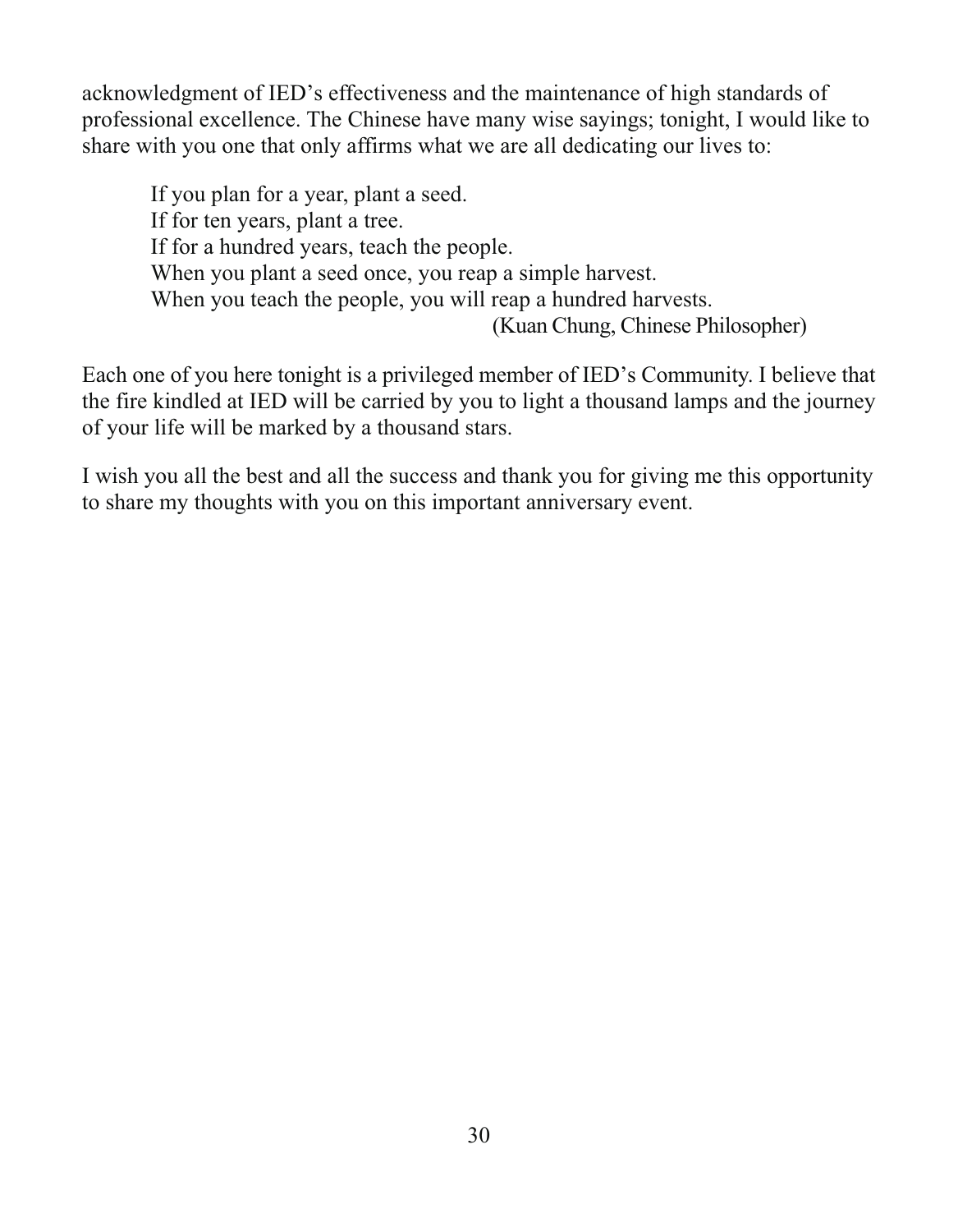acknowledgment of IED's effectiveness and the maintenance of high standards of professional excellence. The Chinese have many wise sayings; tonight, I would like to share with you one that only affirms what we are all dedicating our lives to:

> If you plan for a year, plant a seed.  
> If for ten years, plant a tree.  
> If for a hundred years, teach the people.  
> When you plant a seed once, you reap a simple harvest.  
> When you teach the people, you will reap a hundred harvests.  
> (Kuan Chung, Chinese Philosopher)

Each one of you here tonight is a privileged member of IED's Community. I believe that the fire kindled at IED will be carried by you to light a thousand lamps and the journey of your life will be marked by a thousand stars.

I wish you all the best and all the success and thank you for giving me this opportunity to share my thoughts with you on this important anniversary event.